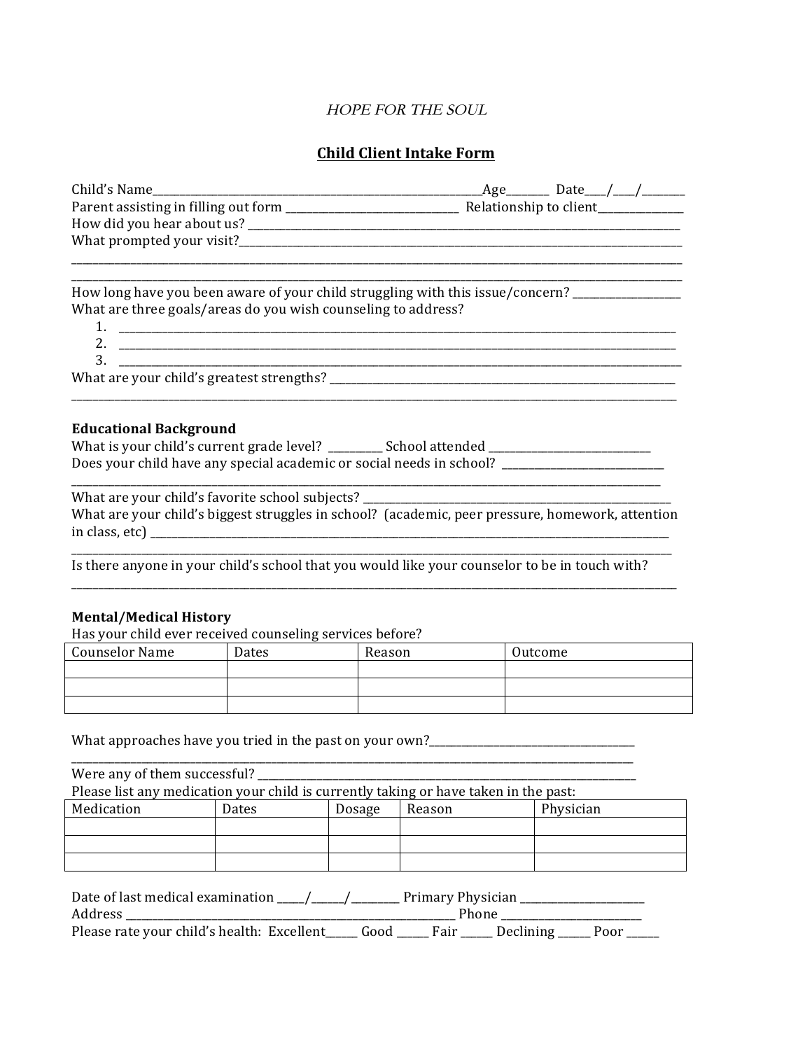*HOPE FOR THE SOUL*

# Child Client Intake Form

Child's Name_______________________________________________________________Age________ Date____/____/________

Parent assisting in filling out form _________________________________ Relationship to client________________

How did you hear about us? _________________________________________________________________________________

What prompted your visit?___________________________________________________________________________________

______________________________________________________________________________________________________________

______________________________________________________________________________________________________________

How long have you been aware of your child struggling with this issue/concern? ___________________

What are three goals/areas do you wish counseling to address?

1. ____________________________________________________________________________________________________
2. ____________________________________________________________________________________________________
3. ____________________________________________________________________________________________________

What are your child's greatest strengths? ______________________________________________________________________

______________________________________________________________________________________________________________

**Educational Background**

What is your child's current grade level? __________ School attended _______________________________

Does your child have any special academic or social needs in school? _______________________________

______________________________________________________________________________________________________________

What are your child's favorite school subjects? ____________________________________________________________

What are your child's biggest struggles in school? (academic, peer pressure, homework, attention in class, etc) ________________________________________________________________________________________________

______________________________________________________________________________________________________________

Is there anyone in your child's school that you would like your counselor to be in touch with?

______________________________________________________________________________________________________________

**Mental/Medical History**

Has your child ever received counseling services before?

| Counselor Name | Dates | Reason | Outcome |
|---|---|---|---|
| | | | |
| | | | |
| | | | |

What approaches have you tried in the past on your own?_______________________________________

______________________________________________________________________________________________________________

Were any of them successful? _______________________________________________________________________________

Please list any medication your child is currently taking or have taken in the past:

| Medication | Dates | Dosage | Reason | Physician |
|---|---|---|---|---|
| | | | | |
| | | | | |
| | | | | |

Date of last medical examination _____/______/_________ Primary Physician _______________________

Address ________________________________________________________________ Phone __________________________

Please rate your child's health: Excellent______ Good ______ Fair ______ Declining ______ Poor ______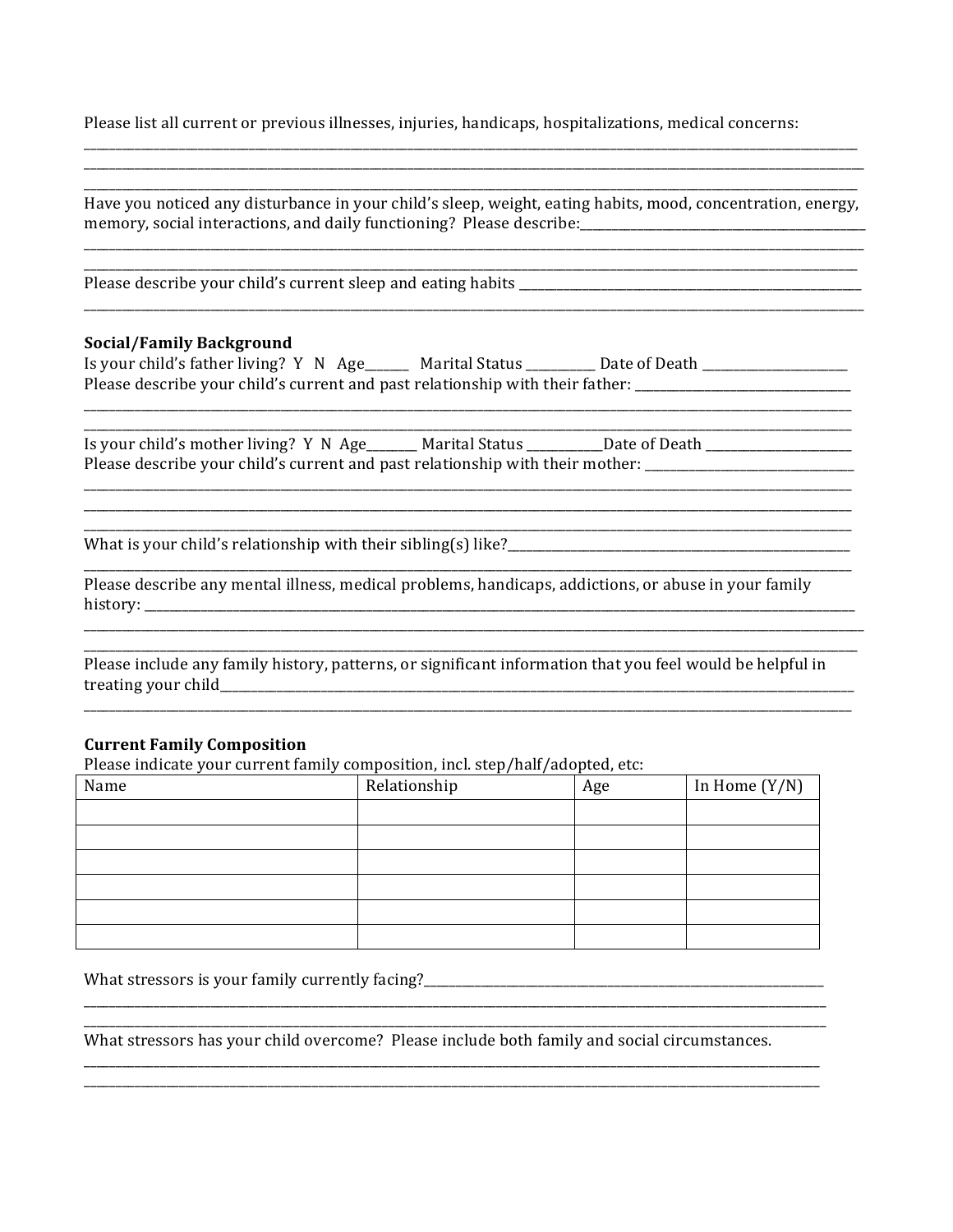Please list all current or previous illnesses, injuries, handicaps, hospitalizations, medical concerns:
______________________________________________________________________________________________
______________________________________________________________________________________________
______________________________________________________________________________________________

Have you noticed any disturbance in your child's sleep, weight, eating habits, mood, concentration, energy, memory, social interactions, and daily functioning? Please describe:_________________________________
______________________________________________________________________________________________
______________________________________________________________________________________________

Please describe your child's current sleep and eating habits ______________________________________
______________________________________________________________________________________________

**Social/Family Background**

Is your child's father living? Y N Age______ Marital Status __________ Date of Death _____________________

Please describe your child's current and past relationship with their father: _________________________________
______________________________________________________________________________________________
______________________________________________________________________________________________

Is your child's mother living? Y N Age_______ Marital Status ___________Date of Death _____________________

Please describe your child's current and past relationship with their mother: _________________________________
______________________________________________________________________________________________
______________________________________________________________________________________________
______________________________________________________________________________________________

What is your child's relationship with their sibling(s) like?_______________________________________________
______________________________________________________________________________________________

Please describe any mental illness, medical problems, handicaps, addictions, or abuse in your family history: ______________________________________________________________________________________
______________________________________________________________________________________________
______________________________________________________________________________________________

Please include any family history, patterns, or significant information that you feel would be helpful in treating your child_______________________________________________________________________________
______________________________________________________________________________________________

**Current Family Composition**

Please indicate your current family composition, incl. step/half/adopted, etc:

| Name | Relationship | Age | In Home (Y/N) |
| --- | --- | --- | --- |
| | | | |
| | | | |
| | | | |
| | | | |
| | | | |
| | | | |

What stressors is your family currently facing?_____________________________________________________________
______________________________________________________________________________________________
______________________________________________________________________________________________

What stressors has your child overcome? Please include both family and social circumstances.
______________________________________________________________________________________________
______________________________________________________________________________________________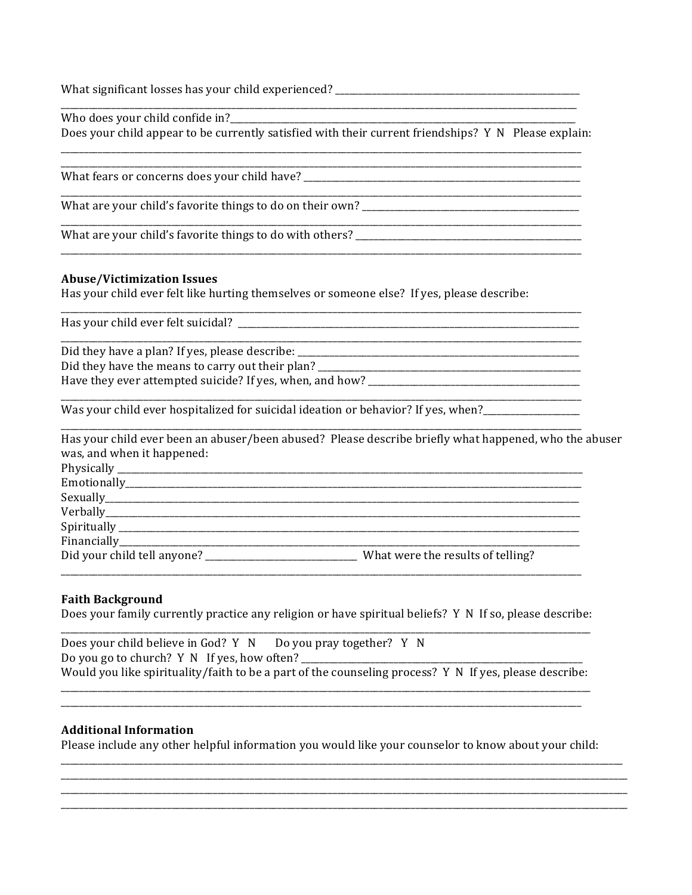What significant losses has your child experienced? ___________________________________________

___________________________________________________________________________________________

Who does your child confide in?___________________________________________________________

Does your child appear to be currently satisfied with their current friendships? Y N Please explain:

___________________________________________________________________________________________

___________________________________________________________________________________________

What fears or concerns does your child have? ________________________________________________

___________________________________________________________________________________________

What are your child's favorite things to do on their own? _____________________________________

___________________________________________________________________________________________

What are your child's favorite things to do with others? ______________________________________

___________________________________________________________________________________________

**Abuse/Victimization Issues**

Has your child ever felt like hurting themselves or someone else? If yes, please describe:

___________________________________________________________________________________________

Has your child ever felt suicidal? _____________________________________________________________

___________________________________________________________________________________________

Did they have a plan? If yes, please describe: __________________________________________________

Did they have the means to carry out their plan? ________________________________________________

Have they ever attempted suicide? If yes, when, and how? _______________________________________

___________________________________________________________________________________________

Was your child ever hospitalized for suicidal ideation or behavior? If yes, when?___________________

___________________________________________________________________________________________

Has your child ever been an abuser/been abused? Please describe briefly what happened, who the abuser was, and when it happened:

Physically ____________________________________________________________________________________

Emotionally___________________________________________________________________________________

Sexually______________________________________________________________________________________

Verbally______________________________________________________________________________________

Spiritually ____________________________________________________________________________________

Financially____________________________________________________________________________________

Did your child tell anyone? _________________________ What were the results of telling?

___________________________________________________________________________________________

**Faith Background**

Does your family currently practice any religion or have spiritual beliefs? Y N If so, please describe:

___________________________________________________________________________________________

Does your child believe in God? Y N Do you pray together? Y N

Do you go to church? Y N If yes, how often? ___________________________________________________

Would you like spirituality/faith to be a part of the counseling process? Y N If yes, please describe:

___________________________________________________________________________________________

___________________________________________________________________________________________

**Additional Information**

Please include any other helpful information you would like your counselor to know about your child:

___________________________________________________________________________________________

___________________________________________________________________________________________

___________________________________________________________________________________________

___________________________________________________________________________________________